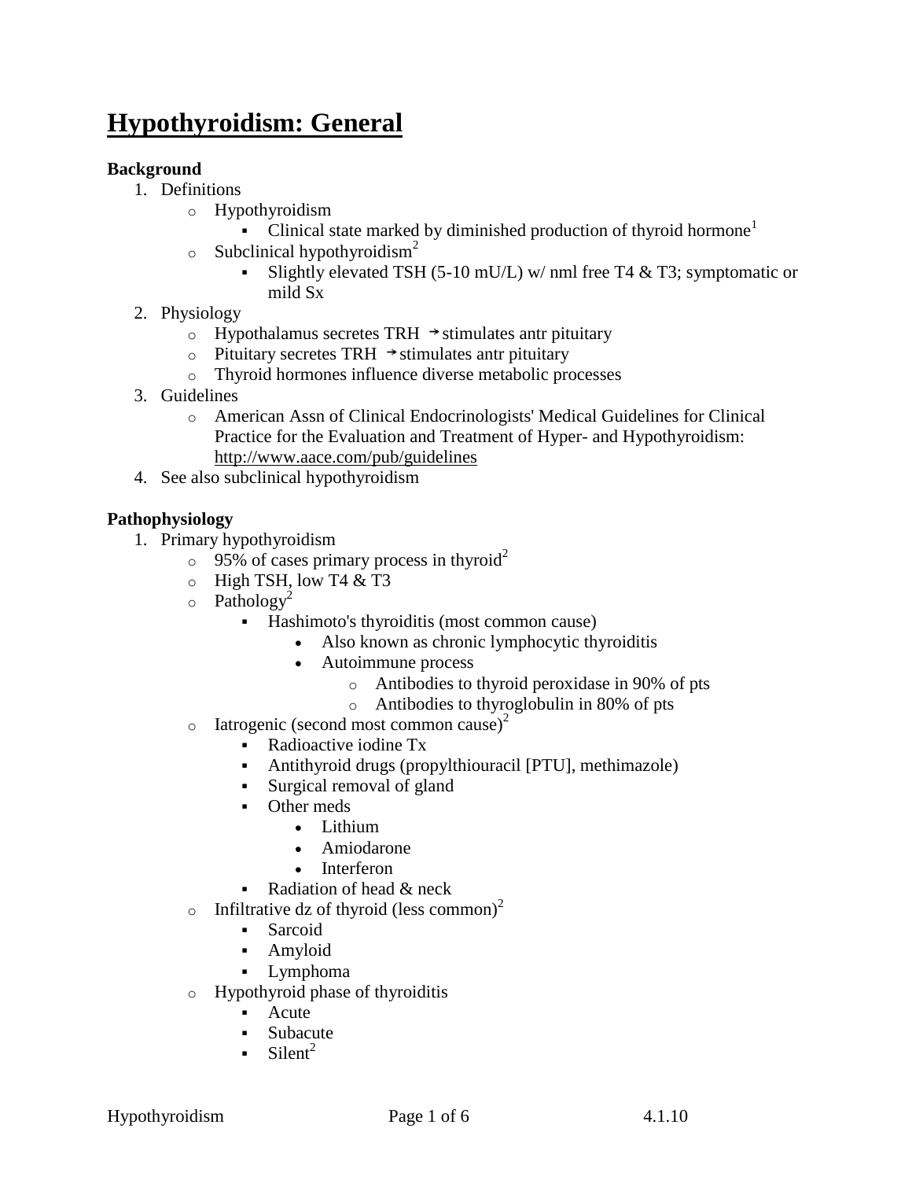# Hypothyroidism: General

**Background**

1. Definitions
   - Hypothyroidism
     - Clinical state marked by diminished production of thyroid hormone[1]
   - Subclinical hypothyroidism[2]
     - Slightly elevated TSH (5-10 mU/L) w/ nml free T4 & T3; symptomatic or mild Sx
2. Physiology
   - Hypothalamus secretes TRH → stimulates antr pituitary
   - Pituitary secretes TRH → stimulates antr pituitary
   - Thyroid hormones influence diverse metabolic processes
3. Guidelines
   - American Assn of Clinical Endocrinologists' Medical Guidelines for Clinical Practice for the Evaluation and Treatment of Hyper- and Hypothyroidism: http://www.aace.com/pub/guidelines
4. See also subclinical hypothyroidism

**Pathophysiology**

1. Primary hypothyroidism
   - 95% of cases primary process in thyroid[2]
   - High TSH, low T4 & T3
   - Pathology[2]
     - Hashimoto's thyroiditis (most common cause)
       - Also known as chronic lymphocytic thyroiditis
       - Autoimmune process
         - Antibodies to thyroid peroxidase in 90% of pts
         - Antibodies to thyroglobulin in 80% of pts
   - Iatrogenic (second most common cause)[2]
     - Radioactive iodine Tx
     - Antithyroid drugs (propylthiouracil [PTU], methimazole)
     - Surgical removal of gland
     - Other meds
       - Lithium
       - Amiodarone
       - Interferon
     - Radiation of head & neck
   - Infiltrative dz of thyroid (less common)[2]
     - Sarcoid
     - Amyloid
     - Lymphoma
   - Hypothyroid phase of thyroiditis
     - Acute
     - Subacute
     - Silent[2]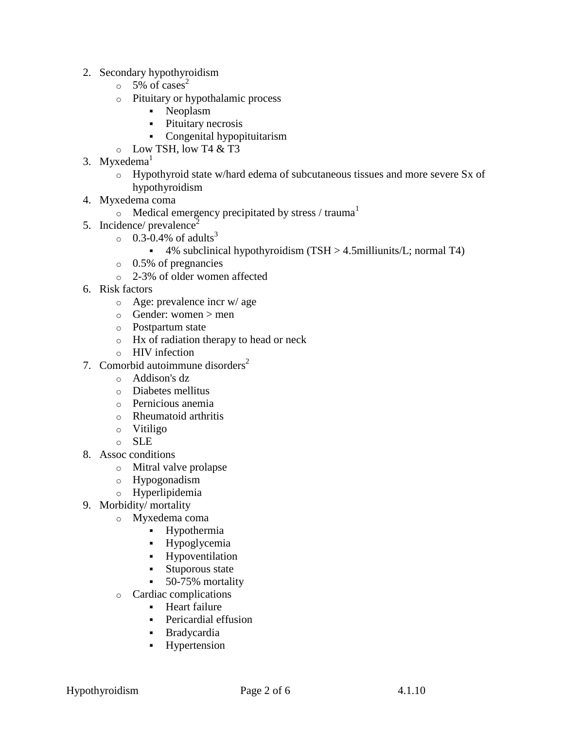2. Secondary hypothyroidism
   - 5% of cases[2]
   - Pituitary or hypothalamic process
     - Neoplasm
     - Pituitary necrosis
     - Congenital hypopituitarism
   - Low TSH, low T4 & T3
3. Myxedema[1]
   - Hypothyroid state w/hard edema of subcutaneous tissues and more severe Sx of hypothyroidism
4. Myxedema coma
   - Medical emergency precipitated by stress / trauma[1]
5. Incidence/ prevalence[2]
   - 0.3-0.4% of adults[3]
     - 4% subclinical hypothyroidism (TSH > 4.5milliunits/L; normal T4)
   - 0.5% of pregnancies
   - 2-3% of older women affected
6. Risk factors
   - Age: prevalence incr w/ age
   - Gender: women > men
   - Postpartum state
   - Hx of radiation therapy to head or neck
   - HIV infection
7. Comorbid autoimmune disorders[2]
   - Addison's dz
   - Diabetes mellitus
   - Pernicious anemia
   - Rheumatoid arthritis
   - Vitiligo
   - SLE
8. Assoc conditions
   - Mitral valve prolapse
   - Hypogonadism
   - Hyperlipidemia
9. Morbidity/ mortality
   - Myxedema coma
     - Hypothermia
     - Hypoglycemia
     - Hypoventilation
     - Stuporous state
     - 50-75% mortality
   - Cardiac complications
     - Heart failure
     - Pericardial effusion
     - Bradycardia
     - Hypertension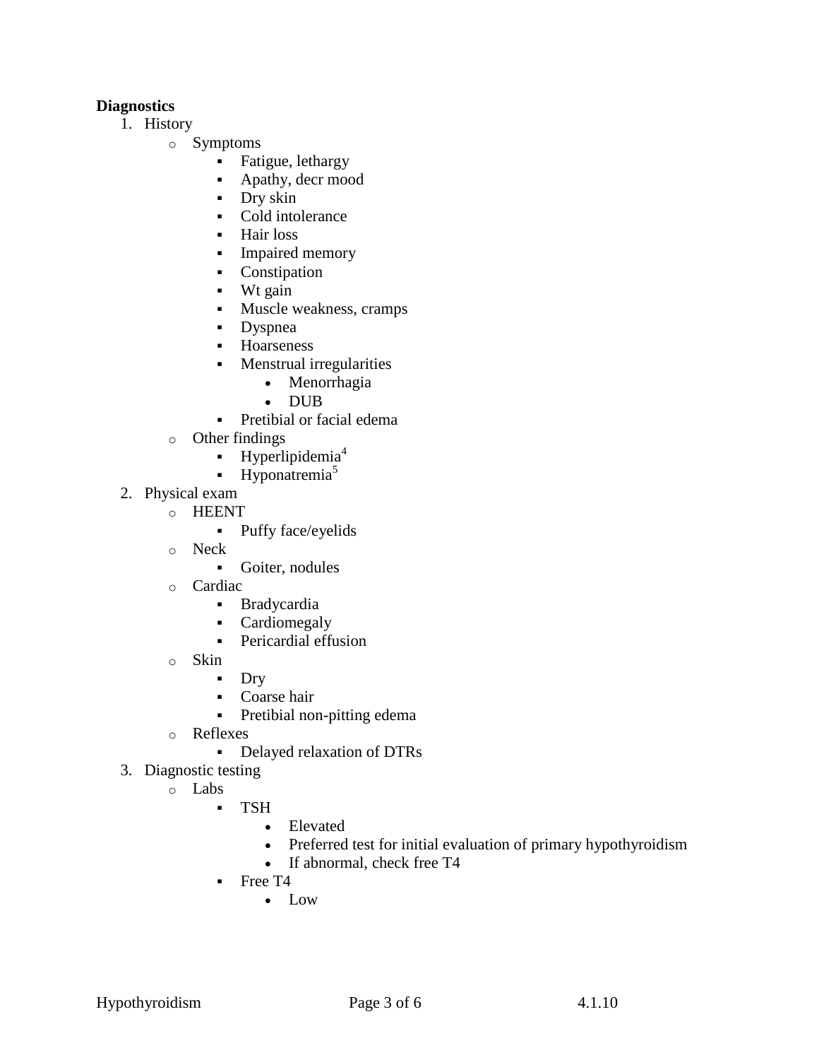**Diagnostics**

1. History
   - Symptoms
     - Fatigue, lethargy
     - Apathy, decr mood
     - Dry skin
     - Cold intolerance
     - Hair loss
     - Impaired memory
     - Constipation
     - Wt gain
     - Muscle weakness, cramps
     - Dyspnea
     - Hoarseness
     - Menstrual irregularities
       - Menorrhagia
       - DUB
     - Pretibial or facial edema
   - Other findings
     - Hyperlipidemia[4]
     - Hyponatremia[5]
2. Physical exam
   - HEENT
     - Puffy face/eyelids
   - Neck
     - Goiter, nodules
   - Cardiac
     - Bradycardia
     - Cardiomegaly
     - Pericardial effusion
   - Skin
     - Dry
     - Coarse hair
     - Pretibial non-pitting edema
   - Reflexes
     - Delayed relaxation of DTRs
3. Diagnostic testing
   - Labs
     - TSH
       - Elevated
       - Preferred test for initial evaluation of primary hypothyroidism
       - If abnormal, check free T4
     - Free T4
       - Low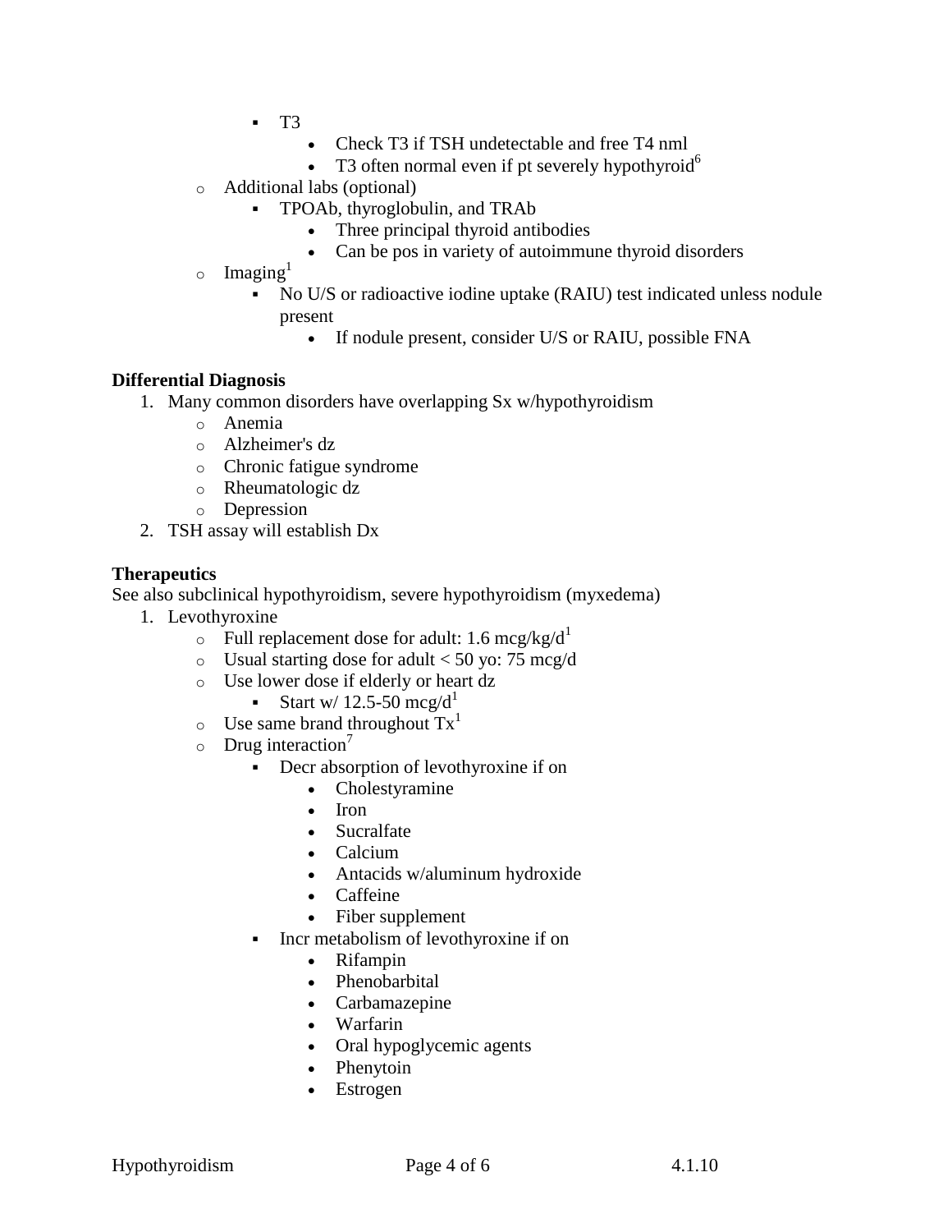- T3
      - Check T3 if TSH undetectable and free T4 nml
      - T3 often normal even if pt severely hypothyroid[6]
  - Additional labs (optional)
    - TPOAb, thyroglobulin, and TRAb
      - Three principal thyroid antibodies
      - Can be pos in variety of autoimmune thyroid disorders
  - Imaging[1]
    - No U/S or radioactive iodine uptake (RAIU) test indicated unless nodule present
      - If nodule present, consider U/S or RAIU, possible FNA

**Differential Diagnosis**

1. Many common disorders have overlapping Sx w/hypothyroidism
   - Anemia
   - Alzheimer's dz
   - Chronic fatigue syndrome
   - Rheumatologic dz
   - Depression
2. TSH assay will establish Dx

**Therapeutics**

See also subclinical hypothyroidism, severe hypothyroidism (myxedema)

1. Levothyroxine
   - Full replacement dose for adult: 1.6 mcg/kg/d[1]
   - Usual starting dose for adult < 50 yo: 75 mcg/d
   - Use lower dose if elderly or heart dz
     - Start w/ 12.5-50 mcg/d[1]
   - Use same brand throughout Tx[1]
   - Drug interaction[7]
     - Decr absorption of levothyroxine if on
       - Cholestyramine
       - Iron
       - Sucralfate
       - Calcium
       - Antacids w/aluminum hydroxide
       - Caffeine
       - Fiber supplement
     - Incr metabolism of levothyroxine if on
       - Rifampin
       - Phenobarbital
       - Carbamazepine
       - Warfarin
       - Oral hypoglycemic agents
       - Phenytoin
       - Estrogen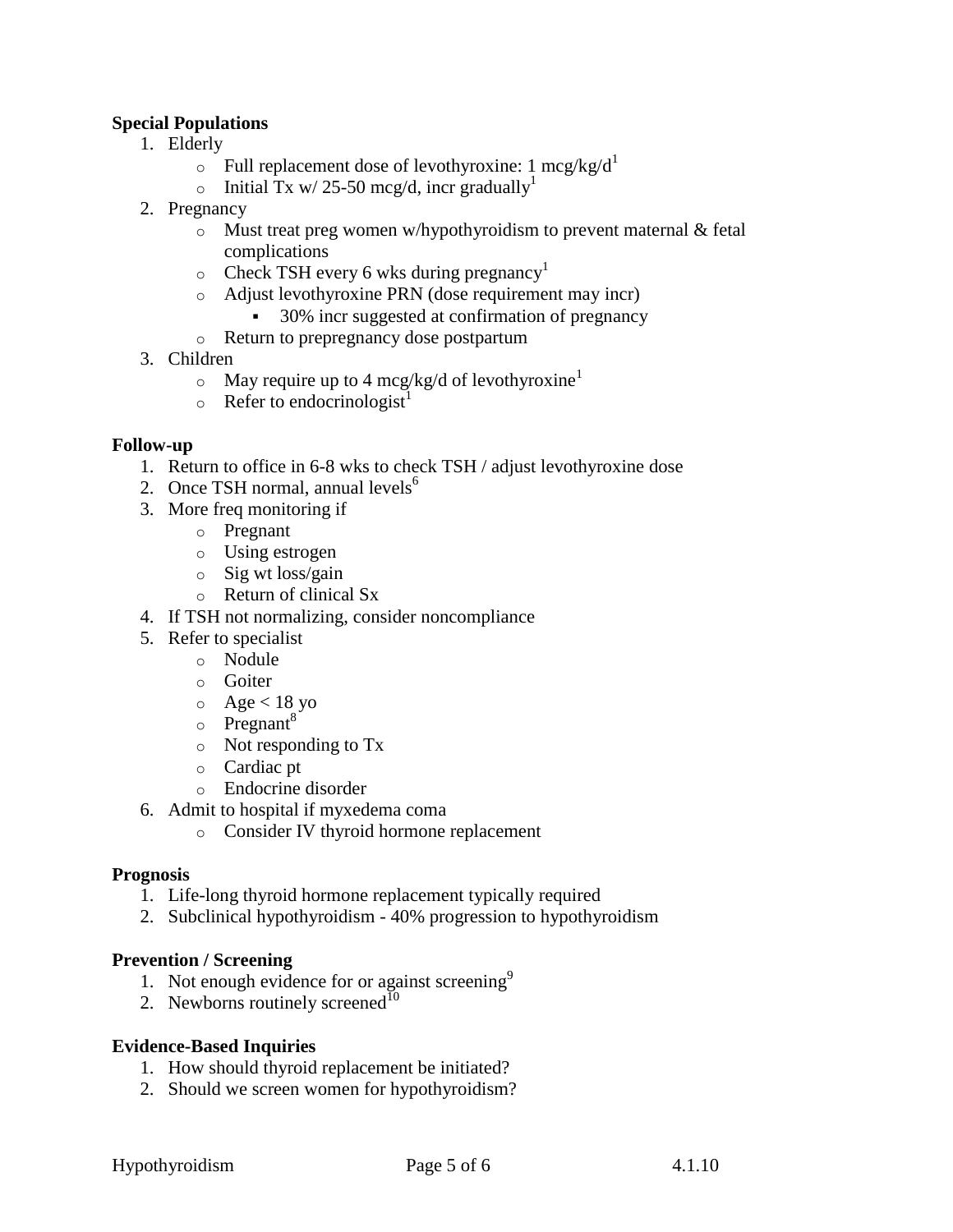**Special Populations**

1. Elderly
   - Full replacement dose of levothyroxine: 1 mcg/kg/d[1]
   - Initial Tx w/ 25-50 mcg/d, incr gradually[1]
2. Pregnancy
   - Must treat preg women w/hypothyroidism to prevent maternal & fetal complications
   - Check TSH every 6 wks during pregnancy[1]
   - Adjust levothyroxine PRN (dose requirement may incr)
     - 30% incr suggested at confirmation of pregnancy
   - Return to prepregnancy dose postpartum
3. Children
   - May require up to 4 mcg/kg/d of levothyroxine[1]
   - Refer to endocrinologist[1]

**Follow-up**

1. Return to office in 6-8 wks to check TSH / adjust levothyroxine dose
2. Once TSH normal, annual levels[6]
3. More freq monitoring if
   - Pregnant
   - Using estrogen
   - Sig wt loss/gain
   - Return of clinical Sx
4. If TSH not normalizing, consider noncompliance
5. Refer to specialist
   - Nodule
   - Goiter
   - Age < 18 yo
   - Pregnant[8]
   - Not responding to Tx
   - Cardiac pt
   - Endocrine disorder
6. Admit to hospital if myxedema coma
   - Consider IV thyroid hormone replacement

**Prognosis**

1. Life-long thyroid hormone replacement typically required
2. Subclinical hypothyroidism - 40% progression to hypothyroidism

**Prevention / Screening**

1. Not enough evidence for or against screening[9]
2. Newborns routinely screened[10]

**Evidence-Based Inquiries**

1. How should thyroid replacement be initiated?
2. Should we screen women for hypothyroidism?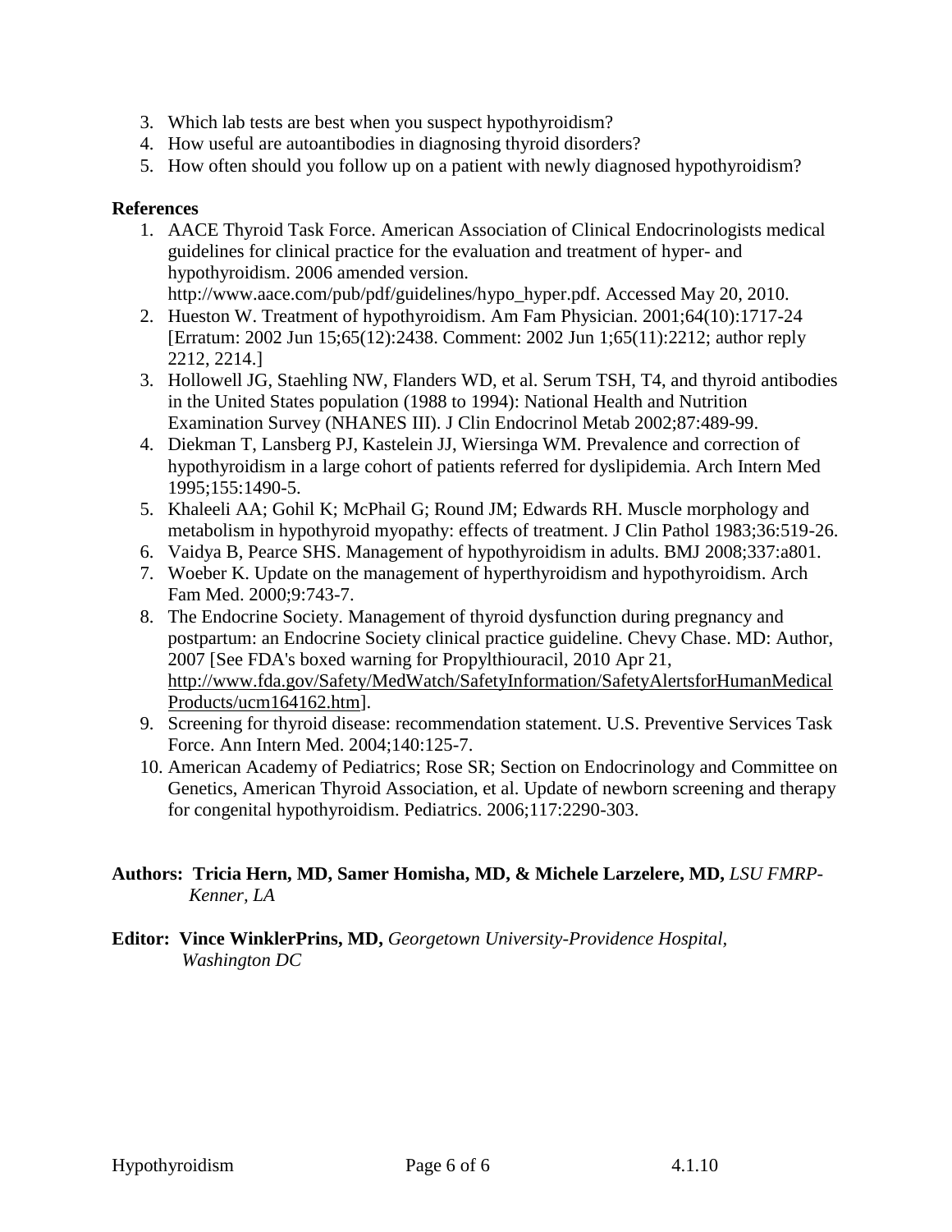3. Which lab tests are best when you suspect hypothyroidism?
4. How useful are autoantibodies in diagnosing thyroid disorders?
5. How often should you follow up on a patient with newly diagnosed hypothyroidism?

**References**

1. AACE Thyroid Task Force. American Association of Clinical Endocrinologists medical guidelines for clinical practice for the evaluation and treatment of hyper- and hypothyroidism. 2006 amended version. http://www.aace.com/pub/pdf/guidelines/hypo_hyper.pdf. Accessed May 20, 2010.
2. Hueston W. Treatment of hypothyroidism. Am Fam Physician. 2001;64(10):1717-24 [Erratum: 2002 Jun 15;65(12):2438. Comment: 2002 Jun 1;65(11):2212; author reply 2212, 2214.]
3. Hollowell JG, Staehling NW, Flanders WD, et al. Serum TSH, T4, and thyroid antibodies in the United States population (1988 to 1994): National Health and Nutrition Examination Survey (NHANES III). J Clin Endocrinol Metab 2002;87:489-99.
4. Diekman T, Lansberg PJ, Kastelein JJ, Wiersinga WM. Prevalence and correction of hypothyroidism in a large cohort of patients referred for dyslipidemia. Arch Intern Med 1995;155:1490-5.
5. Khaleeli AA; Gohil K; McPhail G; Round JM; Edwards RH. Muscle morphology and metabolism in hypothyroid myopathy: effects of treatment. J Clin Pathol 1983;36:519-26.
6. Vaidya B, Pearce SHS. Management of hypothyroidism in adults. BMJ 2008;337:a801.
7. Woeber K. Update on the management of hyperthyroidism and hypothyroidism. Arch Fam Med. 2000;9:743-7.
8. The Endocrine Society. Management of thyroid dysfunction during pregnancy and postpartum: an Endocrine Society clinical practice guideline. Chevy Chase. MD: Author, 2007 [See FDA's boxed warning for Propylthiouracil, 2010 Apr 21, http://www.fda.gov/Safety/MedWatch/SafetyInformation/SafetyAlertsforHumanMedicalProducts/ucm164162.htm].
9. Screening for thyroid disease: recommendation statement. U.S. Preventive Services Task Force. Ann Intern Med. 2004;140:125-7.
10. American Academy of Pediatrics; Rose SR; Section on Endocrinology and Committee on Genetics, American Thyroid Association, et al. Update of newborn screening and therapy for congenital hypothyroidism. Pediatrics. 2006;117:2290-303.

**Authors: Tricia Hern, MD, Samer Homisha, MD, & Michele Larzelere, MD,** *LSU FMRP-Kenner, LA*

**Editor: Vince WinklerPrins, MD,** *Georgetown University-Providence Hospital, Washington DC*